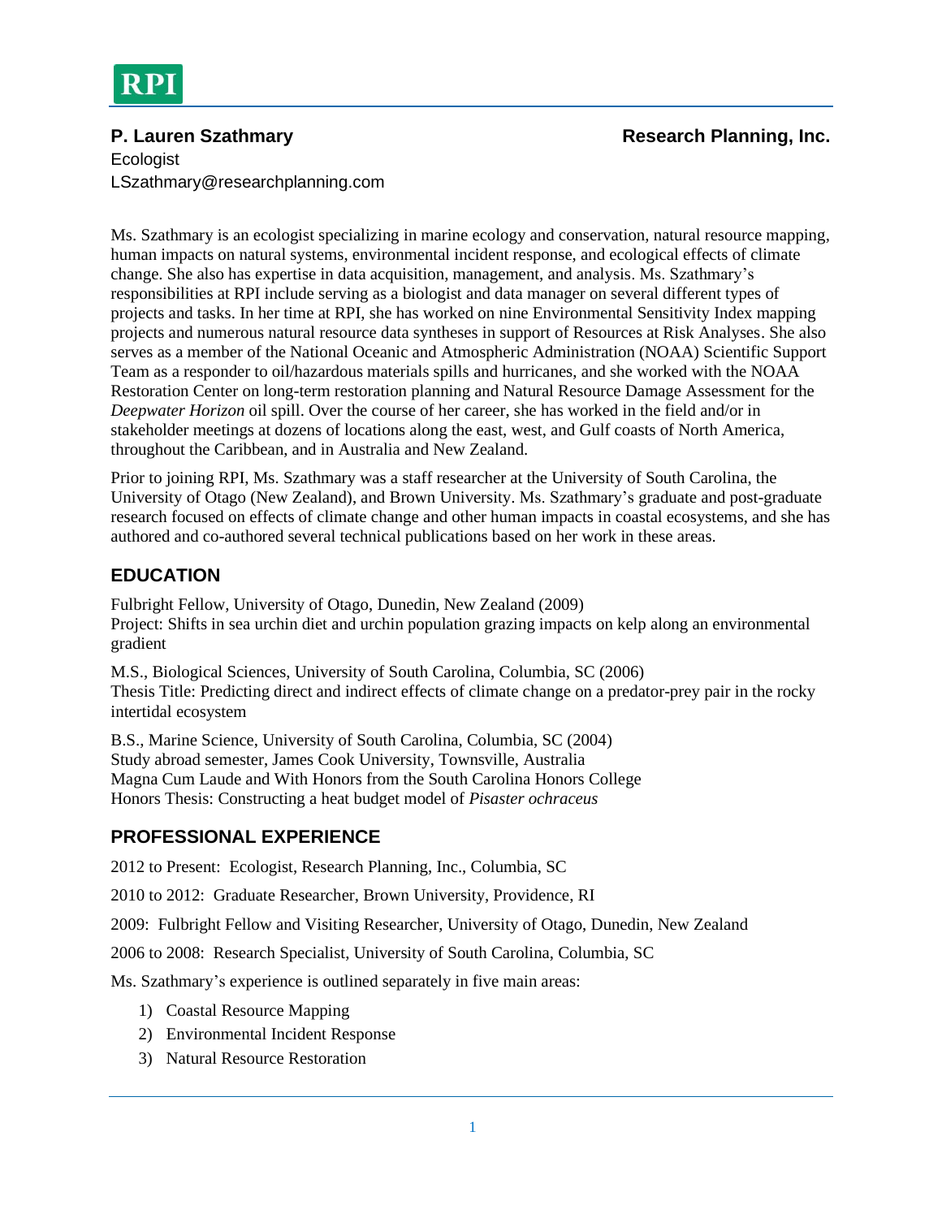RPI

**P. Lauren Szathmary** **Research Planning, Inc.**

Ecologist
LSzathmary@researchplanning.com

Ms. Szathmary is an ecologist specializing in marine ecology and conservation, natural resource mapping, human impacts on natural systems, environmental incident response, and ecological effects of climate change. She also has expertise in data acquisition, management, and analysis. Ms. Szathmary's responsibilities at RPI include serving as a biologist and data manager on several different types of projects and tasks. In her time at RPI, she has worked on nine Environmental Sensitivity Index mapping projects and numerous natural resource data syntheses in support of Resources at Risk Analyses. She also serves as a member of the National Oceanic and Atmospheric Administration (NOAA) Scientific Support Team as a responder to oil/hazardous materials spills and hurricanes, and she worked with the NOAA Restoration Center on long-term restoration planning and Natural Resource Damage Assessment for the *Deepwater Horizon* oil spill. Over the course of her career, she has worked in the field and/or in stakeholder meetings at dozens of locations along the east, west, and Gulf coasts of North America, throughout the Caribbean, and in Australia and New Zealand.

Prior to joining RPI, Ms. Szathmary was a staff researcher at the University of South Carolina, the University of Otago (New Zealand), and Brown University. Ms. Szathmary's graduate and post-graduate research focused on effects of climate change and other human impacts in coastal ecosystems, and she has authored and co-authored several technical publications based on her work in these areas.

## EDUCATION

Fulbright Fellow, University of Otago, Dunedin, New Zealand (2009)
Project: Shifts in sea urchin diet and urchin population grazing impacts on kelp along an environmental gradient

M.S., Biological Sciences, University of South Carolina, Columbia, SC (2006)
Thesis Title: Predicting direct and indirect effects of climate change on a predator-prey pair in the rocky intertidal ecosystem

B.S., Marine Science, University of South Carolina, Columbia, SC (2004)
Study abroad semester, James Cook University, Townsville, Australia
Magna Cum Laude and With Honors from the South Carolina Honors College
Honors Thesis: Constructing a heat budget model of *Pisaster ochraceus*

## PROFESSIONAL EXPERIENCE

2012 to Present: Ecologist, Research Planning, Inc., Columbia, SC

2010 to 2012: Graduate Researcher, Brown University, Providence, RI

2009: Fulbright Fellow and Visiting Researcher, University of Otago, Dunedin, New Zealand

2006 to 2008: Research Specialist, University of South Carolina, Columbia, SC

Ms. Szathmary's experience is outlined separately in five main areas:

1) Coastal Resource Mapping
2) Environmental Incident Response
3) Natural Resource Restoration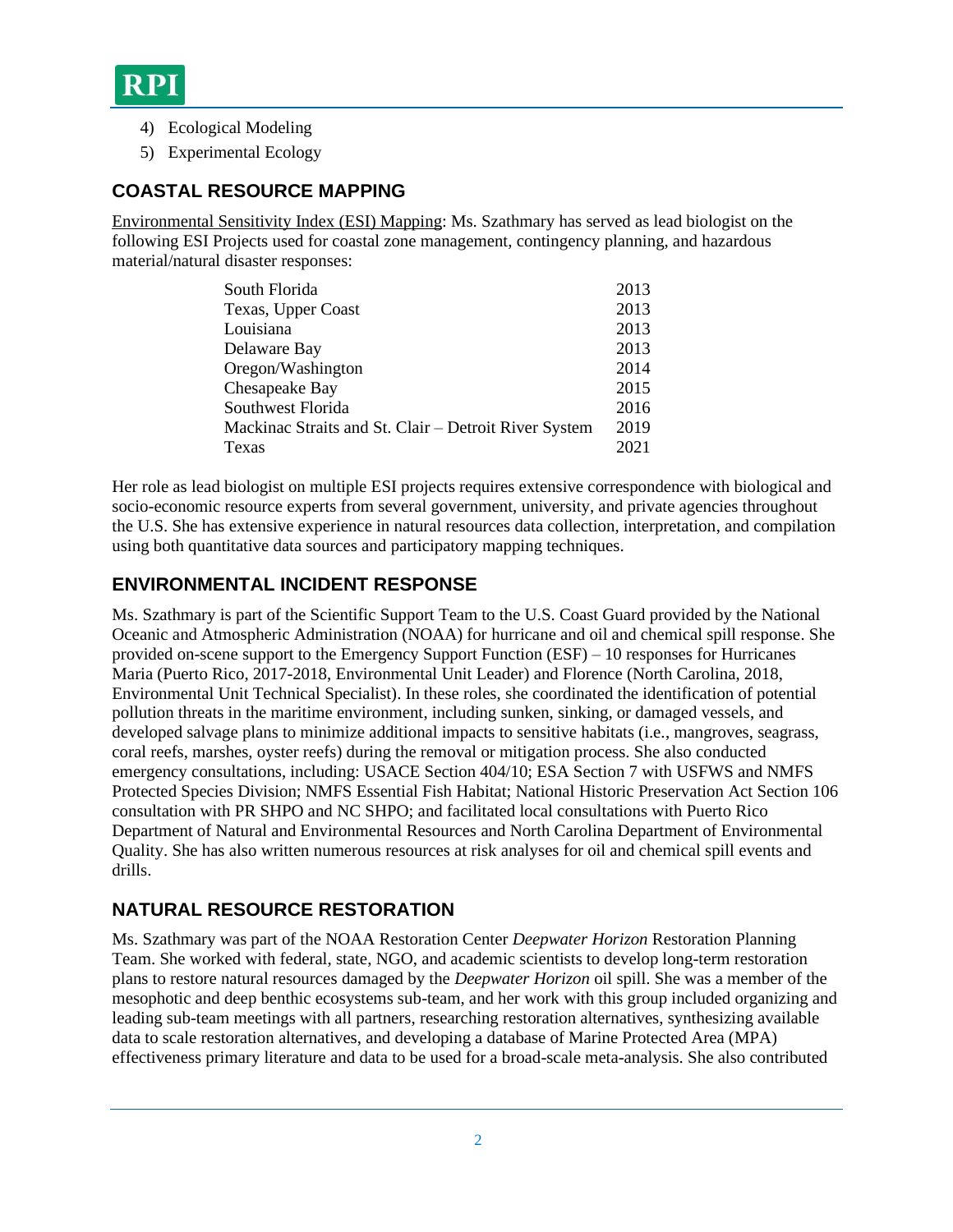4) Ecological Modeling
5) Experimental Ecology

## COASTAL RESOURCE MAPPING

Environmental Sensitivity Index (ESI) Mapping: Ms. Szathmary has served as lead biologist on the following ESI Projects used for coastal zone management, contingency planning, and hazardous material/natural disaster responses:

| | |
|---|---|
| South Florida | 2013 |
| Texas, Upper Coast | 2013 |
| Louisiana | 2013 |
| Delaware Bay | 2013 |
| Oregon/Washington | 2014 |
| Chesapeake Bay | 2015 |
| Southwest Florida | 2016 |
| Mackinac Straits and St. Clair – Detroit River System | 2019 |
| Texas | 2021 |

Her role as lead biologist on multiple ESI projects requires extensive correspondence with biological and socio-economic resource experts from several government, university, and private agencies throughout the U.S. She has extensive experience in natural resources data collection, interpretation, and compilation using both quantitative data sources and participatory mapping techniques.

## ENVIRONMENTAL INCIDENT RESPONSE

Ms. Szathmary is part of the Scientific Support Team to the U.S. Coast Guard provided by the National Oceanic and Atmospheric Administration (NOAA) for hurricane and oil and chemical spill response. She provided on-scene support to the Emergency Support Function (ESF) – 10 responses for Hurricanes Maria (Puerto Rico, 2017-2018, Environmental Unit Leader) and Florence (North Carolina, 2018, Environmental Unit Technical Specialist). In these roles, she coordinated the identification of potential pollution threats in the maritime environment, including sunken, sinking, or damaged vessels, and developed salvage plans to minimize additional impacts to sensitive habitats (i.e., mangroves, seagrass, coral reefs, marshes, oyster reefs) during the removal or mitigation process. She also conducted emergency consultations, including: USACE Section 404/10; ESA Section 7 with USFWS and NMFS Protected Species Division; NMFS Essential Fish Habitat; National Historic Preservation Act Section 106 consultation with PR SHPO and NC SHPO; and facilitated local consultations with Puerto Rico Department of Natural and Environmental Resources and North Carolina Department of Environmental Quality. She has also written numerous resources at risk analyses for oil and chemical spill events and drills.

## NATURAL RESOURCE RESTORATION

Ms. Szathmary was part of the NOAA Restoration Center *Deepwater Horizon* Restoration Planning Team. She worked with federal, state, NGO, and academic scientists to develop long-term restoration plans to restore natural resources damaged by the *Deepwater Horizon* oil spill. She was a member of the mesophotic and deep benthic ecosystems sub-team, and her work with this group included organizing and leading sub-team meetings with all partners, researching restoration alternatives, synthesizing available data to scale restoration alternatives, and developing a database of Marine Protected Area (MPA) effectiveness primary literature and data to be used for a broad-scale meta-analysis. She also contributed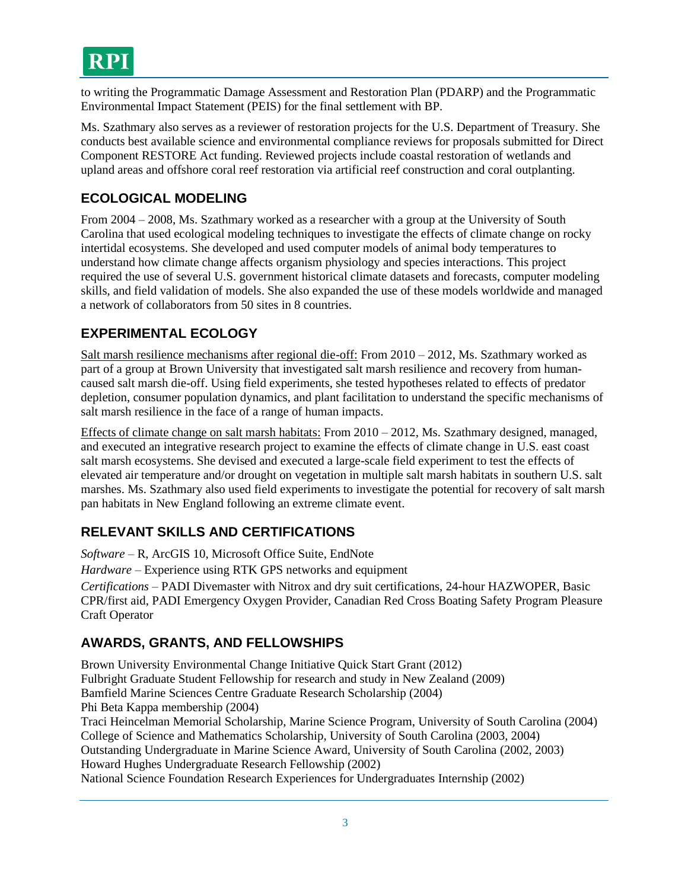to writing the Programmatic Damage Assessment and Restoration Plan (PDARP) and the Programmatic Environmental Impact Statement (PEIS) for the final settlement with BP.

Ms. Szathmary also serves as a reviewer of restoration projects for the U.S. Department of Treasury. She conducts best available science and environmental compliance reviews for proposals submitted for Direct Component RESTORE Act funding. Reviewed projects include coastal restoration of wetlands and upland areas and offshore coral reef restoration via artificial reef construction and coral outplanting.

## ECOLOGICAL MODELING

From 2004 – 2008, Ms. Szathmary worked as a researcher with a group at the University of South Carolina that used ecological modeling techniques to investigate the effects of climate change on rocky intertidal ecosystems. She developed and used computer models of animal body temperatures to understand how climate change affects organism physiology and species interactions. This project required the use of several U.S. government historical climate datasets and forecasts, computer modeling skills, and field validation of models. She also expanded the use of these models worldwide and managed a network of collaborators from 50 sites in 8 countries.

## EXPERIMENTAL ECOLOGY

Salt marsh resilience mechanisms after regional die-off: From 2010 – 2012, Ms. Szathmary worked as part of a group at Brown University that investigated salt marsh resilience and recovery from human-caused salt marsh die-off. Using field experiments, she tested hypotheses related to effects of predator depletion, consumer population dynamics, and plant facilitation to understand the specific mechanisms of salt marsh resilience in the face of a range of human impacts.

Effects of climate change on salt marsh habitats: From 2010 – 2012, Ms. Szathmary designed, managed, and executed an integrative research project to examine the effects of climate change in U.S. east coast salt marsh ecosystems. She devised and executed a large-scale field experiment to test the effects of elevated air temperature and/or drought on vegetation in multiple salt marsh habitats in southern U.S. salt marshes. Ms. Szathmary also used field experiments to investigate the potential for recovery of salt marsh pan habitats in New England following an extreme climate event.

## RELEVANT SKILLS AND CERTIFICATIONS

*Software* – R, ArcGIS 10, Microsoft Office Suite, EndNote

*Hardware* – Experience using RTK GPS networks and equipment

*Certifications* – PADI Divemaster with Nitrox and dry suit certifications, 24-hour HAZWOPER, Basic CPR/first aid, PADI Emergency Oxygen Provider, Canadian Red Cross Boating Safety Program Pleasure Craft Operator

## AWARDS, GRANTS, AND FELLOWSHIPS

Brown University Environmental Change Initiative Quick Start Grant (2012)
Fulbright Graduate Student Fellowship for research and study in New Zealand (2009)
Bamfield Marine Sciences Centre Graduate Research Scholarship (2004)
Phi Beta Kappa membership (2004)
Traci Heincelman Memorial Scholarship, Marine Science Program, University of South Carolina (2004)
College of Science and Mathematics Scholarship, University of South Carolina (2003, 2004)
Outstanding Undergraduate in Marine Science Award, University of South Carolina (2002, 2003)
Howard Hughes Undergraduate Research Fellowship (2002)
National Science Foundation Research Experiences for Undergraduates Internship (2002)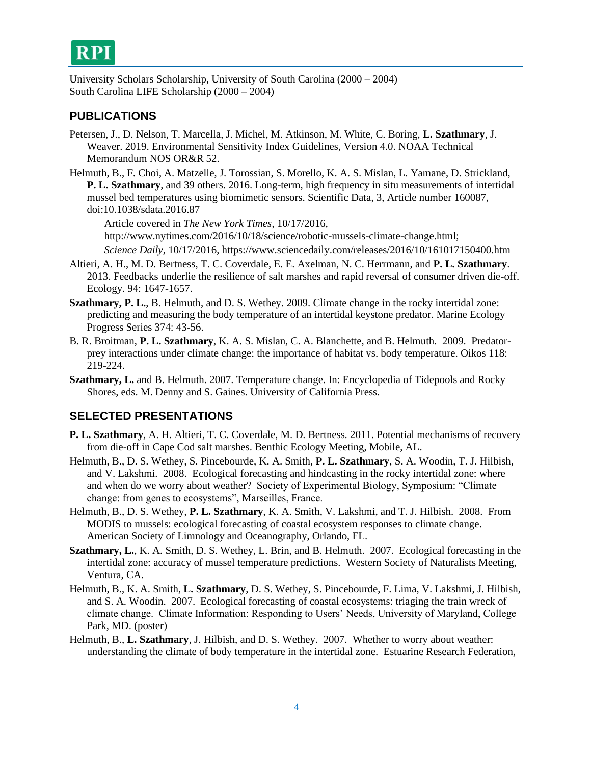University Scholars Scholarship, University of South Carolina (2000 – 2004)
South Carolina LIFE Scholarship (2000 – 2004)

## PUBLICATIONS

Petersen, J., D. Nelson, T. Marcella, J. Michel, M. Atkinson, M. White, C. Boring, **L. Szathmary**, J. Weaver. 2019. Environmental Sensitivity Index Guidelines, Version 4.0. NOAA Technical Memorandum NOS OR&R 52.

Helmuth, B., F. Choi, A. Matzelle, J. Torossian, S. Morello, K. A. S. Mislan, L. Yamane, D. Strickland, **P. L. Szathmary**, and 39 others. 2016. Long-term, high frequency in situ measurements of intertidal mussel bed temperatures using biomimetic sensors. Scientific Data, 3, Article number 160087, doi:10.1038/sdata.2016.87

Article covered in *The New York Times*, 10/17/2016, http://www.nytimes.com/2016/10/18/science/robotic-mussels-climate-change.html; *Science Daily*, 10/17/2016, https://www.sciencedaily.com/releases/2016/10/161017150400.htm

Altieri, A. H., M. D. Bertness, T. C. Coverdale, E. E. Axelman, N. C. Herrmann, and **P. L. Szathmary**. 2013. Feedbacks underlie the resilience of salt marshes and rapid reversal of consumer driven die-off. Ecology. 94: 1647-1657.

**Szathmary, P. L.**, B. Helmuth, and D. S. Wethey. 2009. Climate change in the rocky intertidal zone: predicting and measuring the body temperature of an intertidal keystone predator. Marine Ecology Progress Series 374: 43-56.

B. R. Broitman, **P. L. Szathmary**, K. A. S. Mislan, C. A. Blanchette, and B. Helmuth. 2009. Predator-prey interactions under climate change: the importance of habitat vs. body temperature. Oikos 118: 219-224.

**Szathmary, L.** and B. Helmuth. 2007. Temperature change. In: Encyclopedia of Tidepools and Rocky Shores, eds. M. Denny and S. Gaines. University of California Press.

## SELECTED PRESENTATIONS

**P. L. Szathmary**, A. H. Altieri, T. C. Coverdale, M. D. Bertness. 2011. Potential mechanisms of recovery from die-off in Cape Cod salt marshes. Benthic Ecology Meeting, Mobile, AL.

Helmuth, B., D. S. Wethey, S. Pincebourde, K. A. Smith, **P. L. Szathmary**, S. A. Woodin, T. J. Hilbish, and V. Lakshmi. 2008. Ecological forecasting and hindcasting in the rocky intertidal zone: where and when do we worry about weather? Society of Experimental Biology, Symposium: "Climate change: from genes to ecosystems", Marseilles, France.

Helmuth, B., D. S. Wethey, **P. L. Szathmary**, K. A. Smith, V. Lakshmi, and T. J. Hilbish. 2008. From MODIS to mussels: ecological forecasting of coastal ecosystem responses to climate change. American Society of Limnology and Oceanography, Orlando, FL.

**Szathmary, L.**, K. A. Smith, D. S. Wethey, L. Brin, and B. Helmuth. 2007. Ecological forecasting in the intertidal zone: accuracy of mussel temperature predictions. Western Society of Naturalists Meeting, Ventura, CA.

Helmuth, B., K. A. Smith, **L. Szathmary**, D. S. Wethey, S. Pincebourde, F. Lima, V. Lakshmi, J. Hilbish, and S. A. Woodin. 2007. Ecological forecasting of coastal ecosystems: triaging the train wreck of climate change. Climate Information: Responding to Users' Needs, University of Maryland, College Park, MD. (poster)

Helmuth, B., **L. Szathmary**, J. Hilbish, and D. S. Wethey. 2007. Whether to worry about weather: understanding the climate of body temperature in the intertidal zone. Estuarine Research Federation,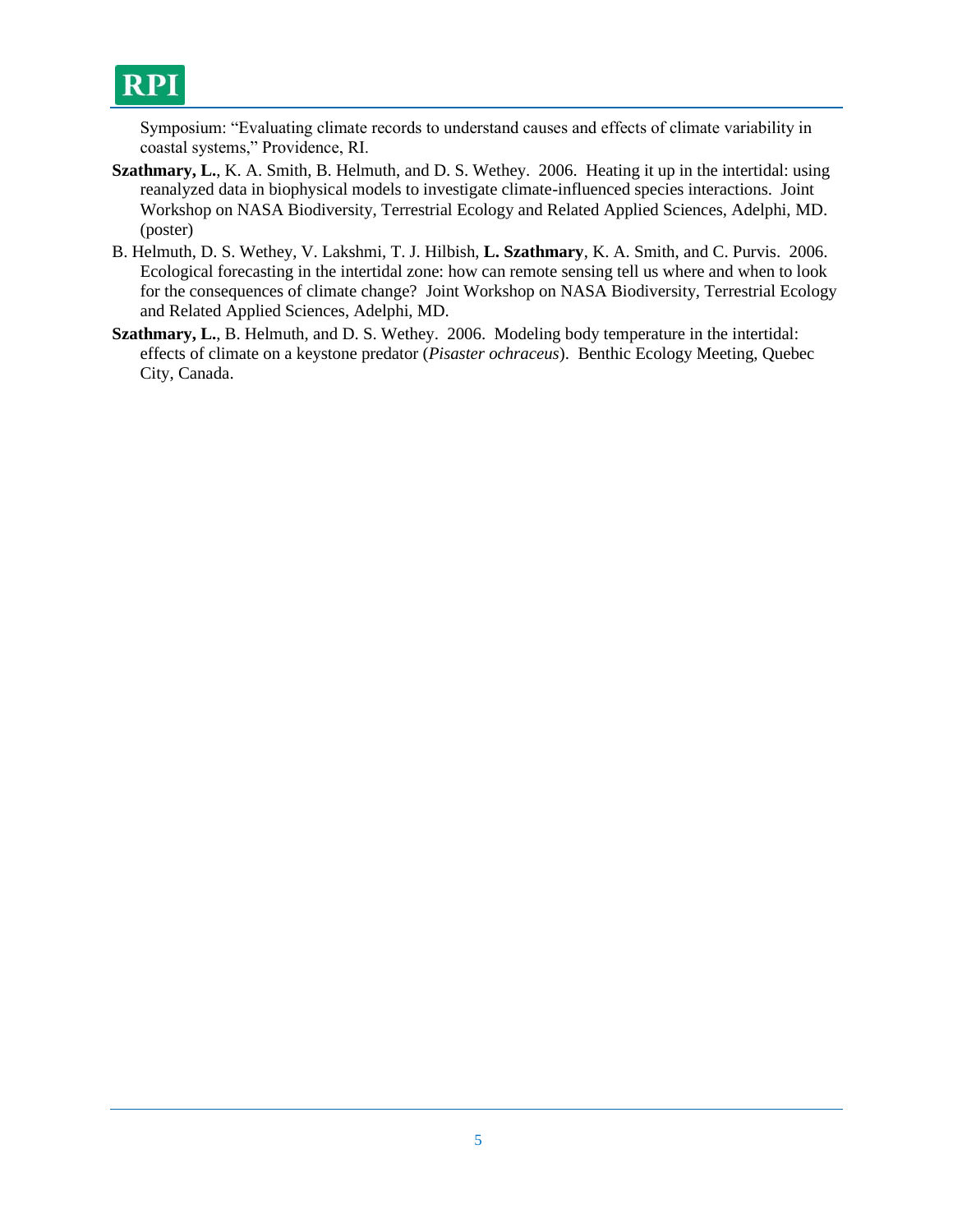Symposium: "Evaluating climate records to understand causes and effects of climate variability in coastal systems," Providence, RI.

**Szathmary, L.**, K. A. Smith, B. Helmuth, and D. S. Wethey. 2006. Heating it up in the intertidal: using reanalyzed data in biophysical models to investigate climate-influenced species interactions. Joint Workshop on NASA Biodiversity, Terrestrial Ecology and Related Applied Sciences, Adelphi, MD. (poster)

B. Helmuth, D. S. Wethey, V. Lakshmi, T. J. Hilbish, **L. Szathmary**, K. A. Smith, and C. Purvis. 2006. Ecological forecasting in the intertidal zone: how can remote sensing tell us where and when to look for the consequences of climate change? Joint Workshop on NASA Biodiversity, Terrestrial Ecology and Related Applied Sciences, Adelphi, MD.

**Szathmary, L.**, B. Helmuth, and D. S. Wethey. 2006. Modeling body temperature in the intertidal: effects of climate on a keystone predator (*Pisaster ochraceus*). Benthic Ecology Meeting, Quebec City, Canada.